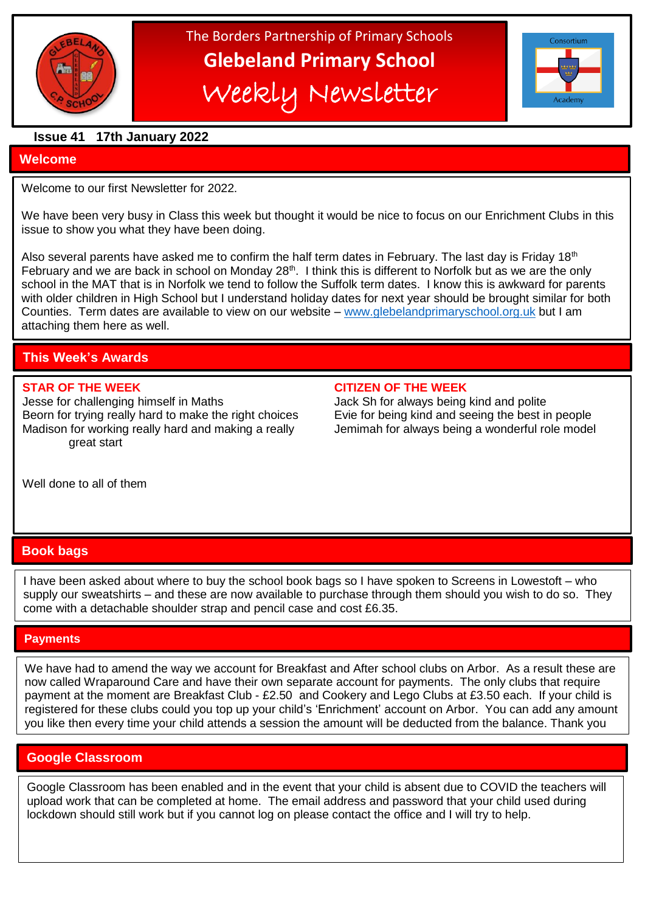The Borders Partnership of Primary Schools

# Glebeland Primary School

## Weekly Newsletter

**Issue 41 17th January 2022**

## Welcome

Welcome to our first Newsletter for 2022.

We have been very busy in Class this week but thought it would be nice to focus on our Enrichment Clubs in this issue to show you what they have been doing.

Also several parents have asked me to confirm the half term dates in February. The last day is Friday 18th February and we are back in school on Monday 28th. I think this is different to Norfolk but as we are the only school in the MAT that is in Norfolk we tend to follow the Suffolk term dates. I know this is awkward for parents with older children in High School but I understand holiday dates for next year should be brought similar for both Counties. Term dates are available to view on our website – www.glebelandprimaryschool.org.uk but I am attaching them here as well.

## This Week's Awards

**STAR OF THE WEEK**

Jesse for challenging himself in Maths
Beorn for trying really hard to make the right choices
Madison for working really hard and making a really great start

**CITIZEN OF THE WEEK**

Jack Sh for always being kind and polite
Evie for being kind and seeing the best in people
Jemimah for always being a wonderful role model

Well done to all of them

## Book bags

I have been asked about where to buy the school book bags so I have spoken to Screens in Lowestoft – who supply our sweatshirts – and these are now available to purchase through them should you wish to do so. They come with a detachable shoulder strap and pencil case and cost £6.35.

## Payments

We have had to amend the way we account for Breakfast and After school clubs on Arbor. As a result these are now called Wraparound Care and have their own separate account for payments. The only clubs that require payment at the moment are Breakfast Club - £2.50 and Cookery and Lego Clubs at £3.50 each. If your child is registered for these clubs could you top up your child's 'Enrichment' account on Arbor. You can add any amount you like then every time your child attends a session the amount will be deducted from the balance. Thank you

## Google Classroom

Google Classroom has been enabled and in the event that your child is absent due to COVID the teachers will upload work that can be completed at home. The email address and password that your child used during lockdown should still work but if you cannot log on please contact the office and I will try to help.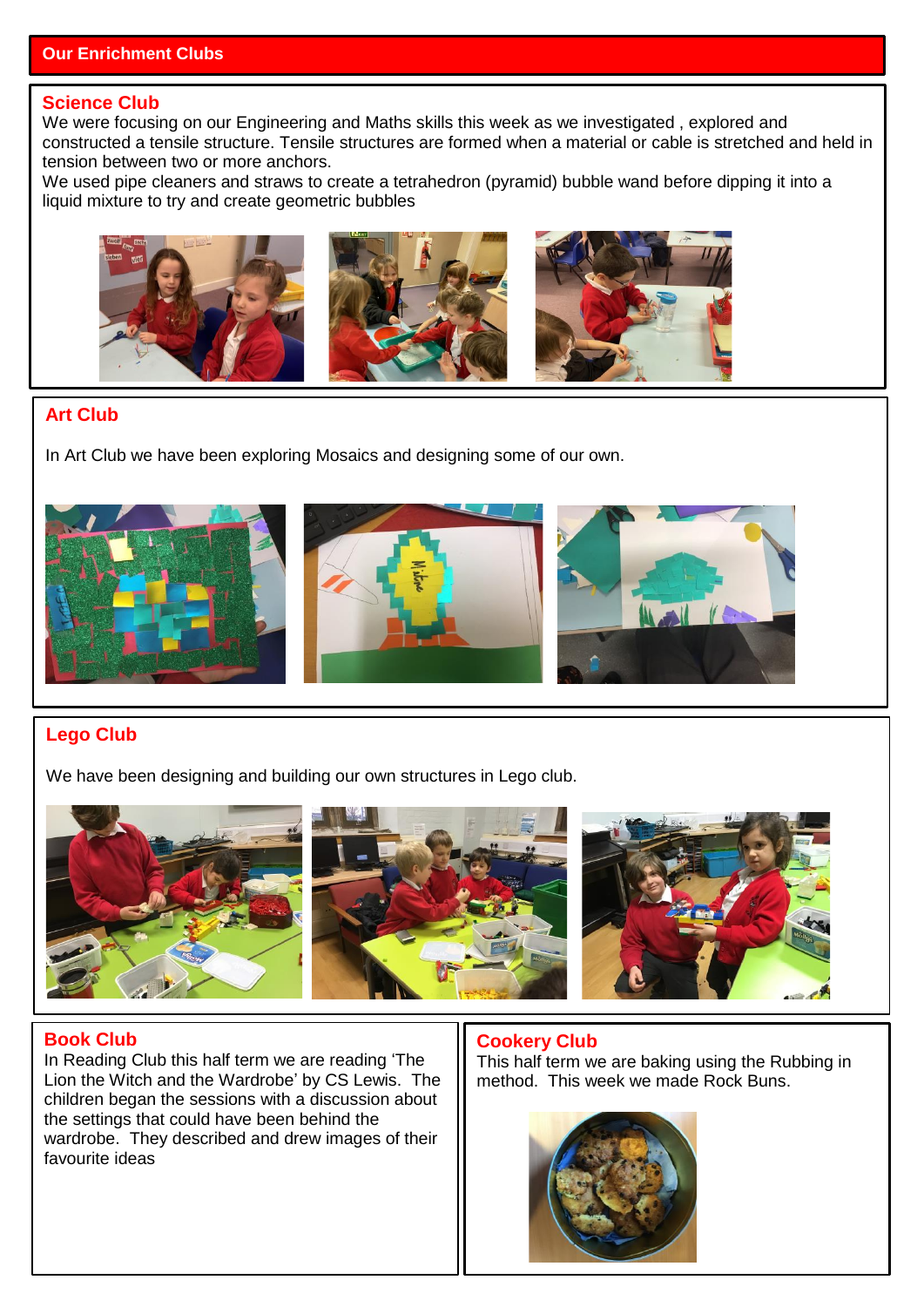## Our Enrichment Clubs

### Science Club

We were focusing on our Engineering and Maths skills this week as we investigated , explored and constructed a tensile structure. Tensile structures are formed when a material or cable is stretched and held in tension between two or more anchors.

We used pipe cleaners and straws to create a tetrahedron (pyramid) bubble wand before dipping it into a liquid mixture to try and create geometric bubbles

### Art Club

In Art Club we have been exploring Mosaics and designing some of our own.

### Lego Club

We have been designing and building our own structures in Lego club.

### Book Club

In Reading Club this half term we are reading 'The Lion the Witch and the Wardrobe' by CS Lewis. The children began the sessions with a discussion about the settings that could have been behind the wardrobe. They described and drew images of their favourite ideas

### Cookery Club

This half term we are baking using the Rubbing in method. This week we made Rock Buns.